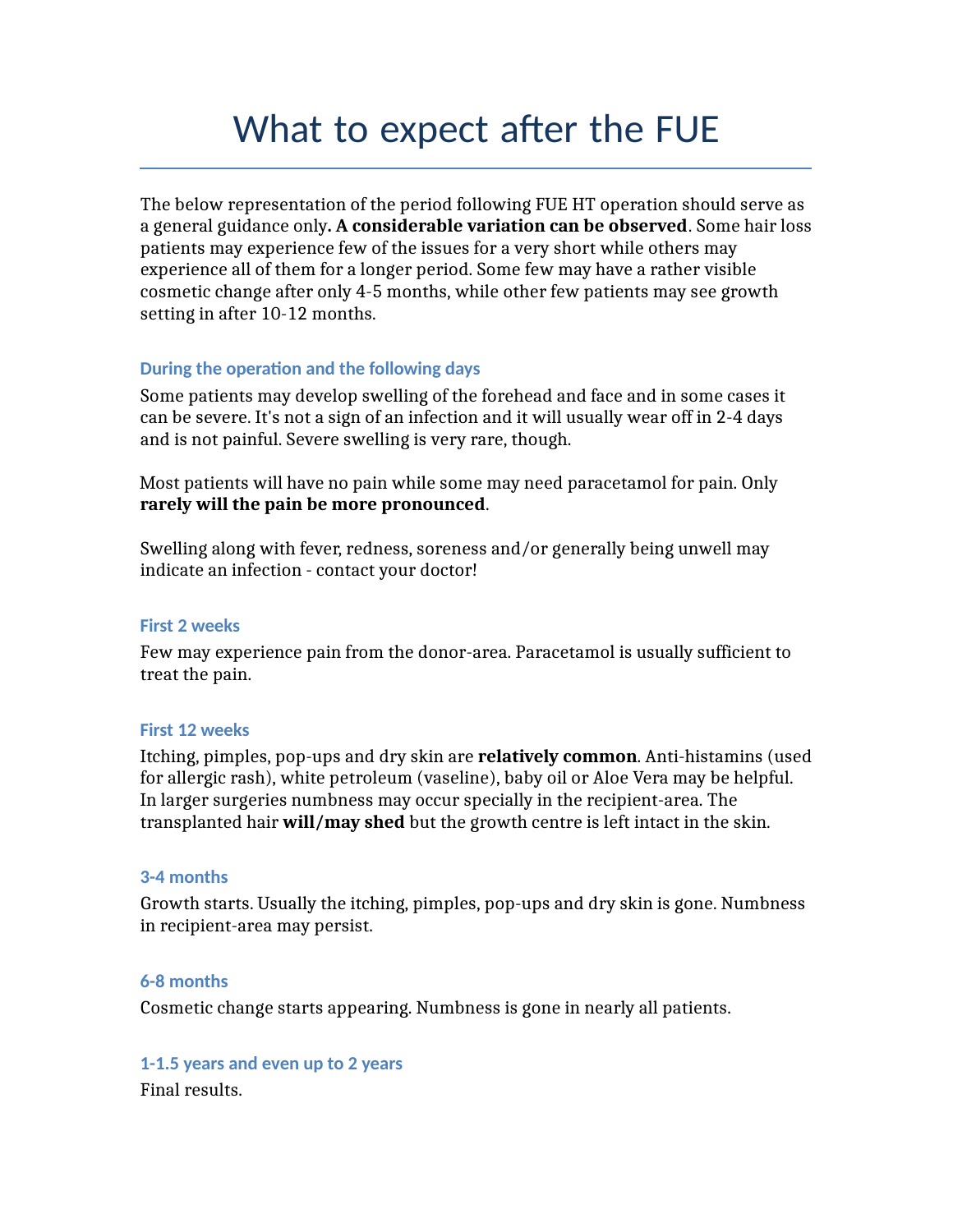# What to expect after the FUE

The below representation of the period following FUE HT operation should serve as a general guidance only**. A considerable variation can be observed**. Some hair loss patients may experience few of the issues for a very short while others may experience all of them for a longer period. Some few may have a rather visible cosmetic change after only 4-5 months, while other few patients may see growth setting in after 10-12 months.

### During the operation and the following days

Some patients may develop swelling of the forehead and face and in some cases it can be severe. It's not a sign of an infection and it will usually wear off in 2-4 days and is not painful. Severe swelling is very rare, though.

Most patients will have no pain while some may need paracetamol for pain. Only **rarely will the pain be more pronounced**.

Swelling along with fever, redness, soreness and/or generally being unwell may indicate an infection - contact your doctor!

### First 2 weeks

Few may experience pain from the donor-area. Paracetamol is usually sufficient to treat the pain.

### First 12 weeks

Itching, pimples, pop-ups and dry skin are **relatively common**. Anti-histamins (used for allergic rash), white petroleum (vaseline), baby oil or Aloe Vera may be helpful. In larger surgeries numbness may occur specially in the recipient-area. The transplanted hair **will/may shed** but the growth centre is left intact in the skin.

### 3-4 months

Growth starts. Usually the itching, pimples, pop-ups and dry skin is gone. Numbness in recipient-area may persist.

### 6-8 months

Cosmetic change starts appearing. Numbness is gone in nearly all patients.

### 1-1.5 years and even up to 2 years

Final results.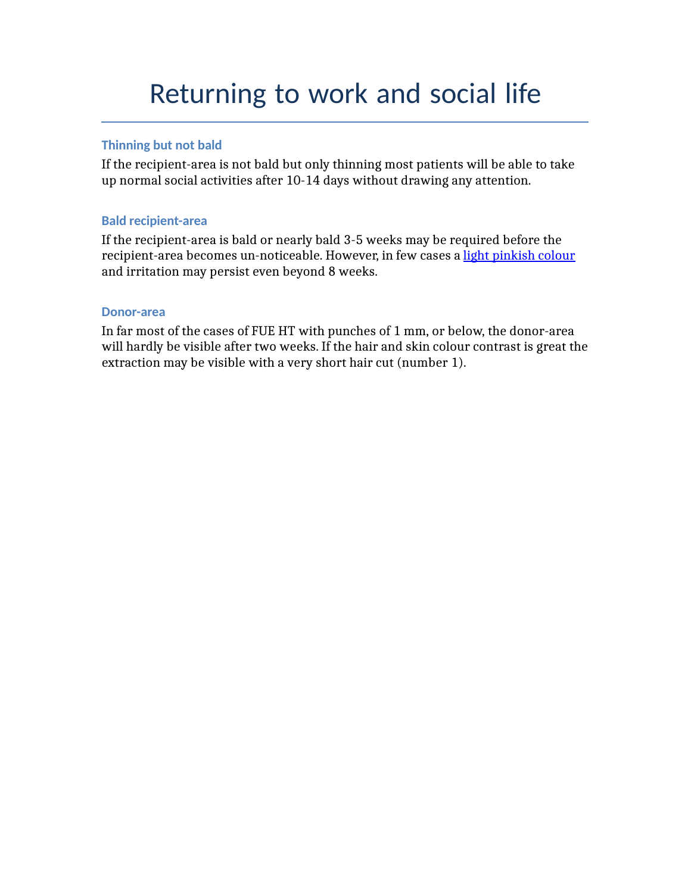# Returning to work and social life

### Thinning but not bald

If the recipient-area is not bald but only thinning most patients will be able to take up normal social activities after 10-14 days without drawing any attention.

### Bald recipient-area

If the recipient-area is bald or nearly bald 3-5 weeks may be required before the recipient-area becomes un-noticeable. However, in few cases a light pinkish colour and irritation may persist even beyond 8 weeks.

### Donor-area

In far most of the cases of FUE HT with punches of 1 mm, or below, the donor-area will hardly be visible after two weeks. If the hair and skin colour contrast is great the extraction may be visible with a very short hair cut (number 1).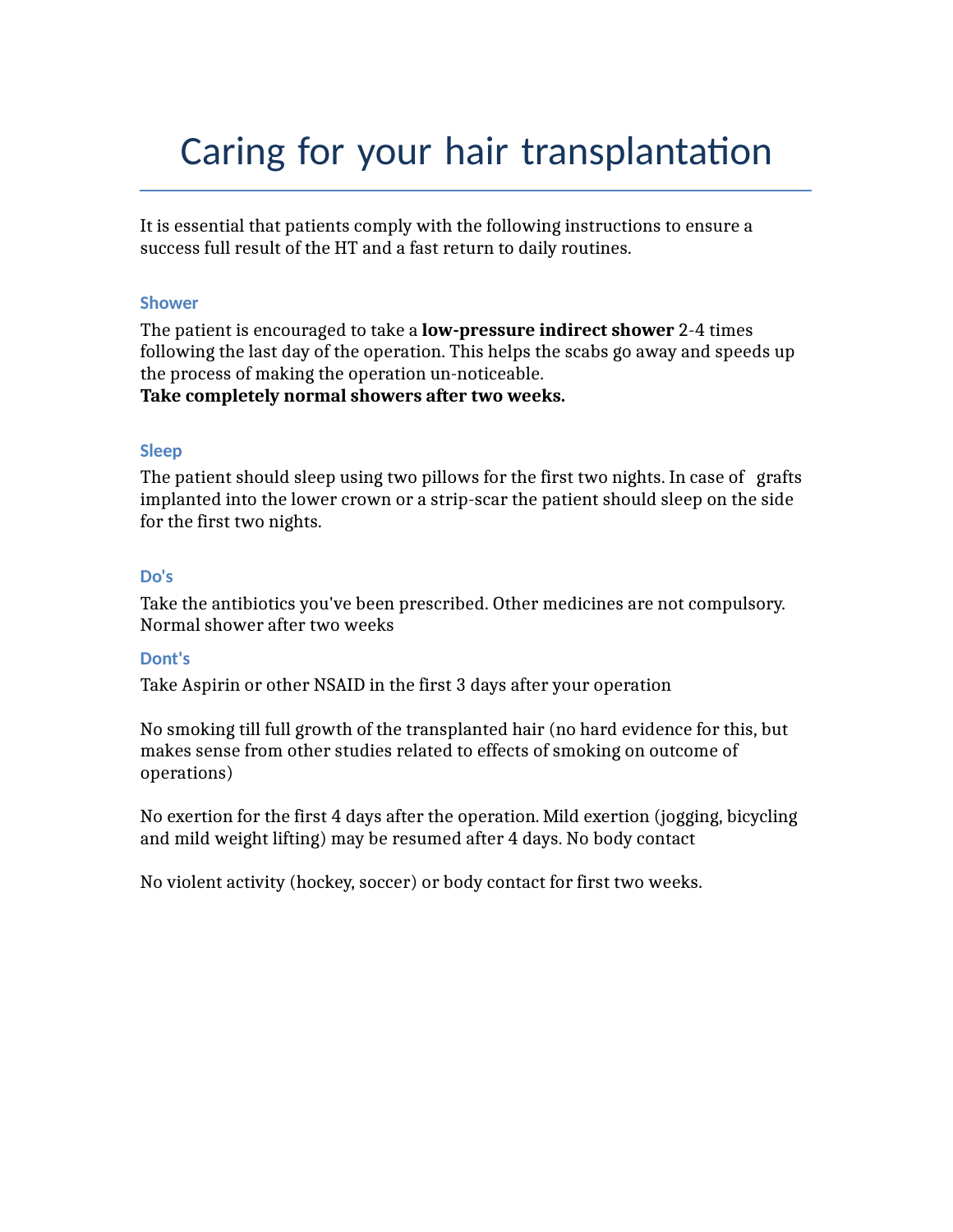# Caring for your hair transplantation

It is essential that patients comply with the following instructions to ensure a success full result of the HT and a fast return to daily routines.

### Shower

The patient is encouraged to take a **low-pressure indirect shower** 2-4 times following the last day of the operation. This helps the scabs go away and speeds up the process of making the operation un-noticeable.
**Take completely normal showers after two weeks.**

### Sleep

The patient should sleep using two pillows for the first two nights. In case of grafts implanted into the lower crown or a strip-scar the patient should sleep on the side for the first two nights.

### Do's

Take the antibiotics you've been prescribed. Other medicines are not compulsory.
Normal shower after two weeks

### Dont's

Take Aspirin or other NSAID in the first 3 days after your operation

No smoking till full growth of the transplanted hair (no hard evidence for this, but makes sense from other studies related to effects of smoking on outcome of operations)

No exertion for the first 4 days after the operation. Mild exertion (jogging, bicycling and mild weight lifting) may be resumed after 4 days. No body contact

No violent activity (hockey, soccer) or body contact for first two weeks.